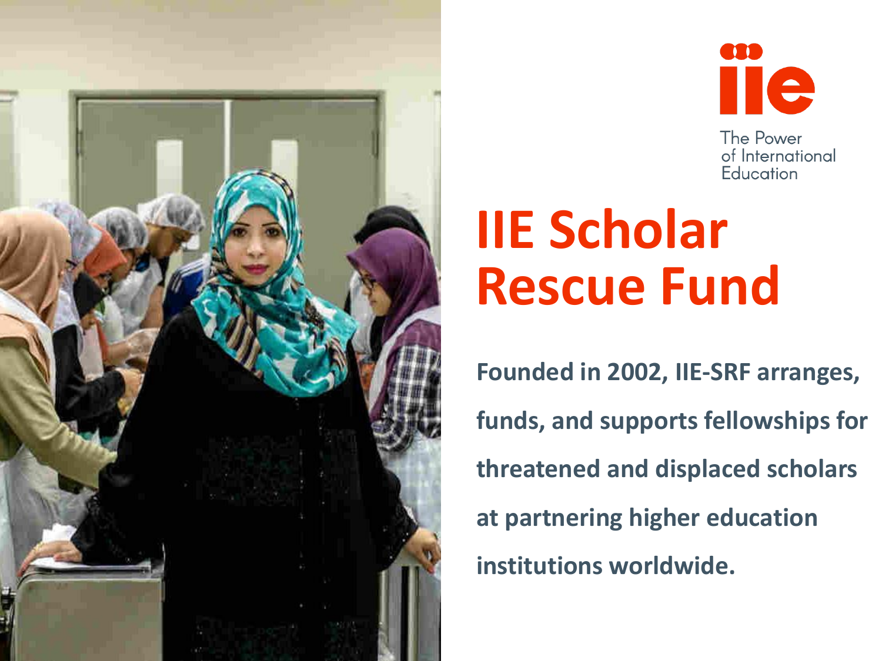iie

The Power of International Education

# IIE Scholar Rescue Fund

**Founded in 2002, IIE-SRF arranges, funds, and supports fellowships for threatened and displaced scholars at partnering higher education institutions worldwide.**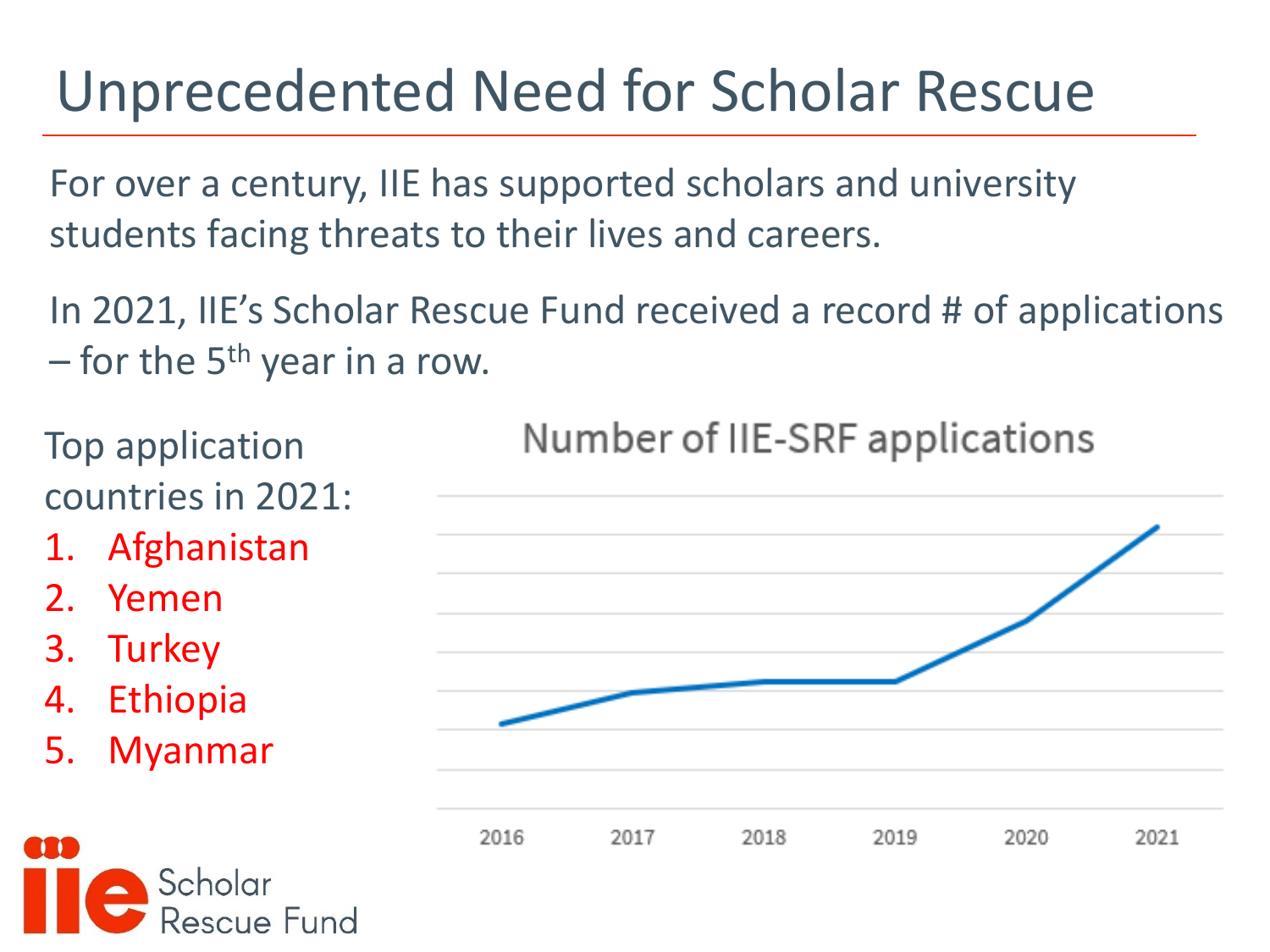# Unprecedented Need for Scholar Rescue

For over a century, IIE has supported scholars and university students facing threats to their lives and careers.

In 2021, IIE's Scholar Rescue Fund received a record # of applications – for the 5th year in a row.

Top application countries in 2021:

1. Afghanistan
2. Yemen
3. Turkey
4. Ethiopia
5. Myanmar

Number of IIE-SRF applications

2016 2017 2018 2019 2020 2021

IIE Scholar Rescue Fund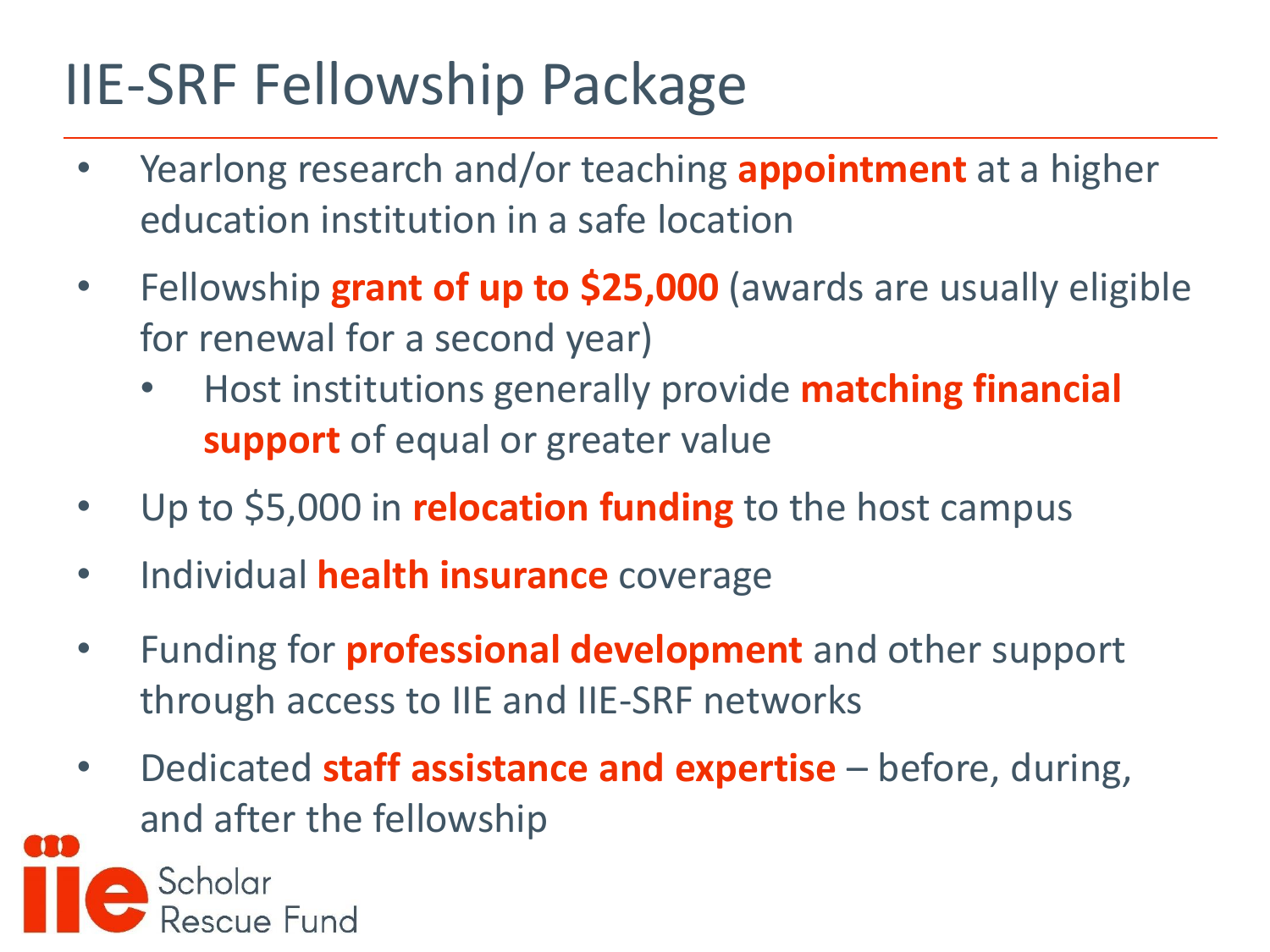# IIE-SRF Fellowship Package

- Yearlong research and/or teaching **appointment** at a higher education institution in a safe location
- Fellowship **grant of up to $25,000** (awards are usually eligible for renewal for a second year)
  - Host institutions generally provide **matching financial support** of equal or greater value
- Up to $5,000 in **relocation funding** to the host campus
- Individual **health insurance** coverage
- Funding for **professional development** and other support through access to IIE and IIE-SRF networks
- Dedicated **staff assistance and expertise** – before, during, and after the fellowship

iie Scholar Rescue Fund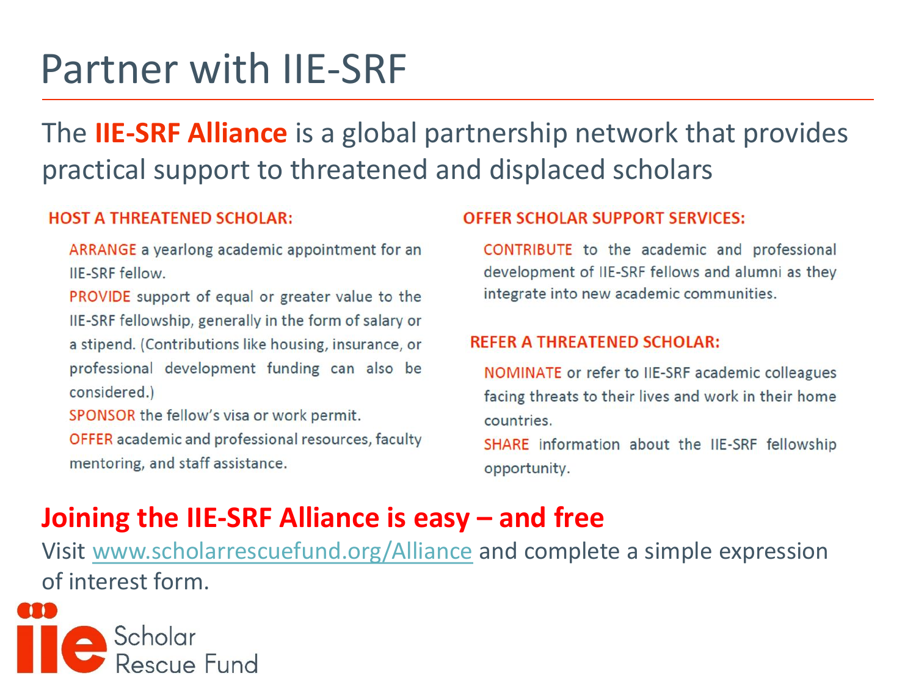# Partner with IIE-SRF

The **IIE-SRF Alliance** is a global partnership network that provides practical support to threatened and displaced scholars

### HOST A THREATENED SCHOLAR:

ARRANGE a yearlong academic appointment for an IIE-SRF fellow.

PROVIDE support of equal or greater value to the IIE-SRF fellowship, generally in the form of salary or a stipend. (Contributions like housing, insurance, or professional development funding can also be considered.)

SPONSOR the fellow's visa or work permit.

OFFER academic and professional resources, faculty mentoring, and staff assistance.

### OFFER SCHOLAR SUPPORT SERVICES:

CONTRIBUTE to the academic and professional development of IIE-SRF fellows and alumni as they integrate into new academic communities.

### REFER A THREATENED SCHOLAR:

NOMINATE or refer to IIE-SRF academic colleagues facing threats to their lives and work in their home countries.

SHARE information about the IIE-SRF fellowship opportunity.

## Joining the IIE-SRF Alliance is easy – and free

Visit www.scholarrescuefund.org/Alliance and complete a simple expression of interest form.

iie Scholar Rescue Fund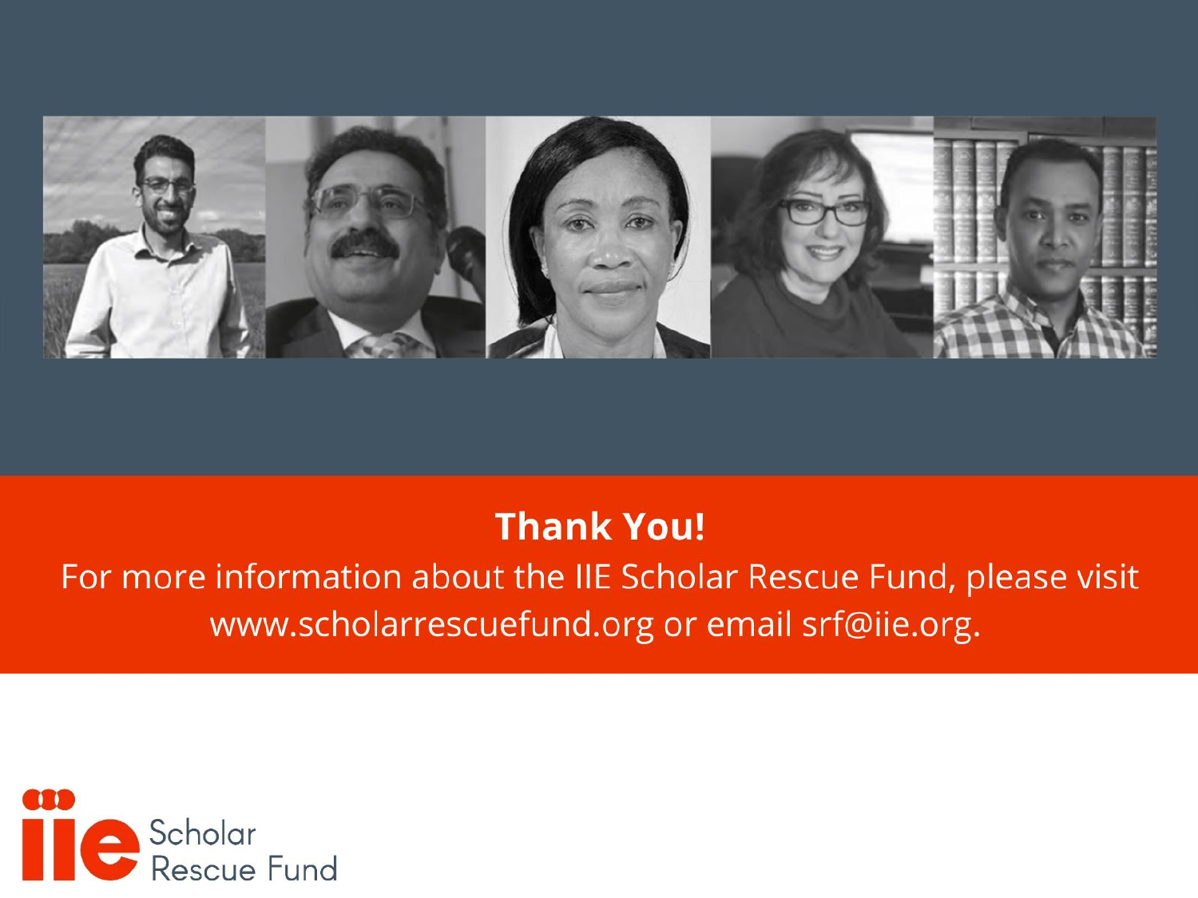**Thank You!**

For more information about the IIE Scholar Rescue Fund, please visit www.scholarrescuefund.org or email srf@iie.org.

iie Scholar Rescue Fund